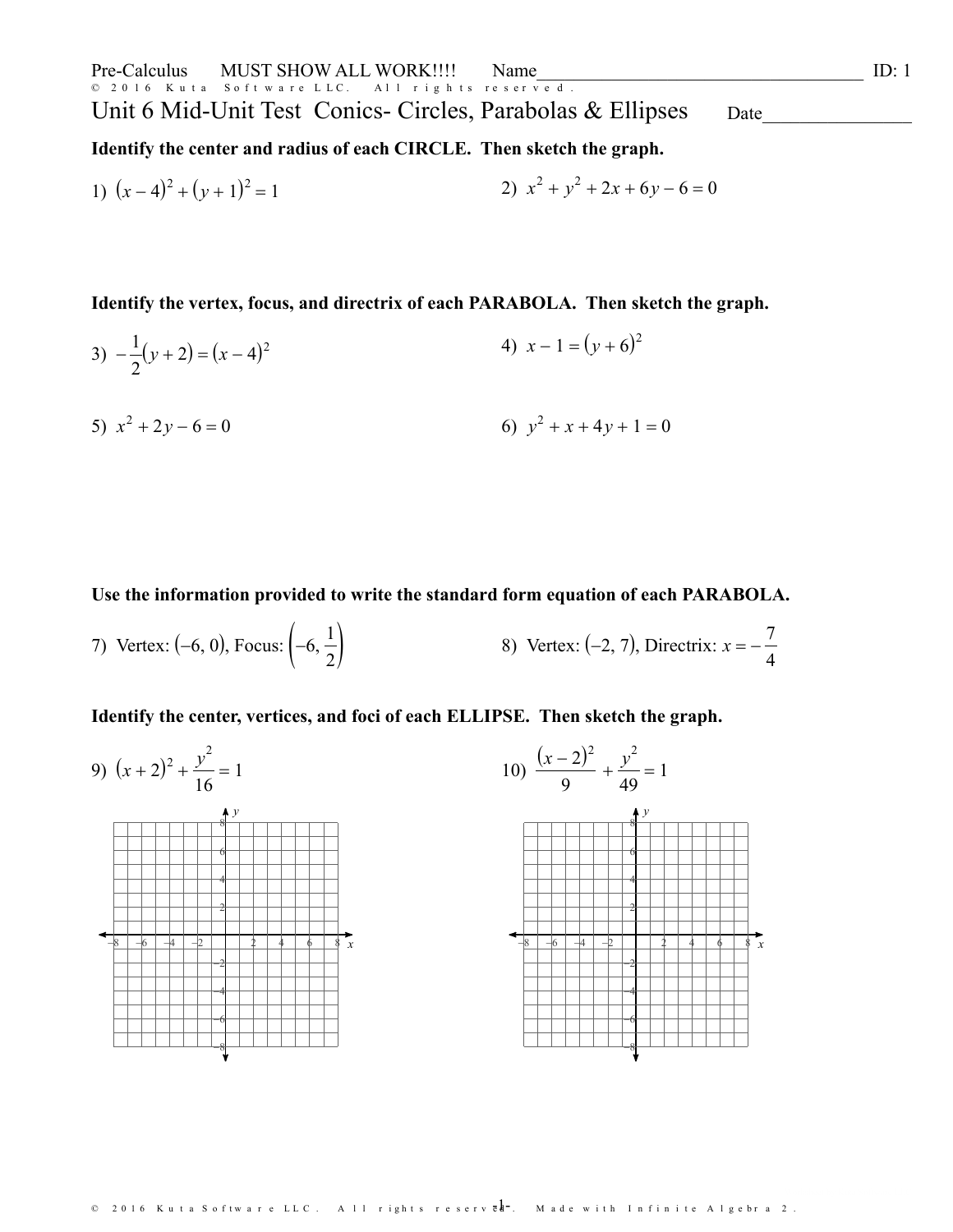Pre-Calculus MUST SHOW ALL WORK!!!! Name\_\_\_\_\_\_\_\_\_\_\_\_\_\_\_\_\_\_\_\_\_\_\_\_\_\_\_\_\_\_\_\_\_\_\_\_ ID: 1

© 2016 Kuta Software LLC. All rights reserved.

# Unit 6 Mid-Unit Test Conics- Circles, Parabolas & Ellipses

Date\_\_\_\_\_\_\_\_\_\_\_\_\_\_\_

**Identify the center and radius of each CIRCLE. Then sketch the graph.**

1) $(x-4)^2+(y+1)^2=1$

2) $x^2+y^2+2x+6y-6=0$

**Identify the vertex, focus, and directrix of each PARABOLA. Then sketch the graph.**

3) $-\frac{1}{2}(y+2)=(x-4)^2$

4) $x-1=(y+6)^2$

5) $x^2+2y-6=0$

6) $y^2+x+4y+1=0$

**Use the information provided to write the standard form equation of each PARABOLA.**

7) Vertex: $(-6, 0)$, Focus: $\left(-6, \frac{1}{2}\right)$

8) Vertex: $(-2, 7)$, Directrix: $x=-\frac{7}{4}$

**Identify the center, vertices, and foci of each ELLIPSE. Then sketch the graph.**

9) $(x+2)^2+\frac{y^2}{16}=1$

10) $\frac{(x-2)^2}{9}+\frac{y^2}{49}=1$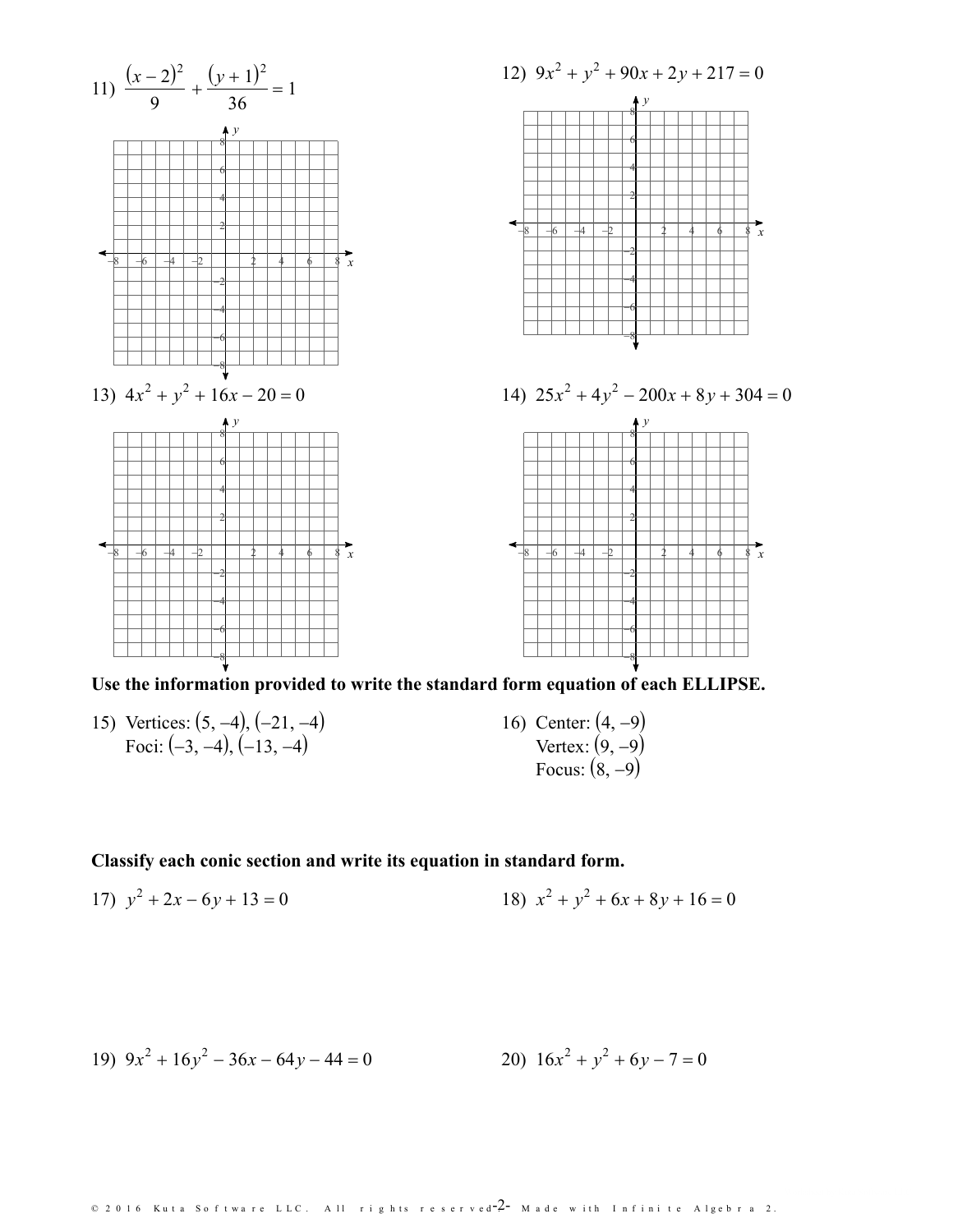11) $\dfrac{(x-2)^2}{9} + \dfrac{(y+1)^2}{36} = 1$

12) $9x^2 + y^2 + 90x + 2y + 217 = 0$

13) $4x^2 + y^2 + 16x - 20 = 0$

14) $25x^2 + 4y^2 - 200x + 8y + 304 = 0$

**Use the information provided to write the standard form equation of each ELLIPSE.**

15) Vertices: $(5, -4)$, $(-21, -4)$
Foci: $(-3, -4)$, $(-13, -4)$

16) Center: $(4, -9)$
Vertex: $(9, -9)$
Focus: $(8, -9)$

**Classify each conic section and write its equation in standard form.**

17) $y^2 + 2x - 6y + 13 = 0$

18) $x^2 + y^2 + 6x + 8y + 16 = 0$

19) $9x^2 + 16y^2 - 36x - 64y - 44 = 0$

20) $16x^2 + y^2 + 6y - 7 = 0$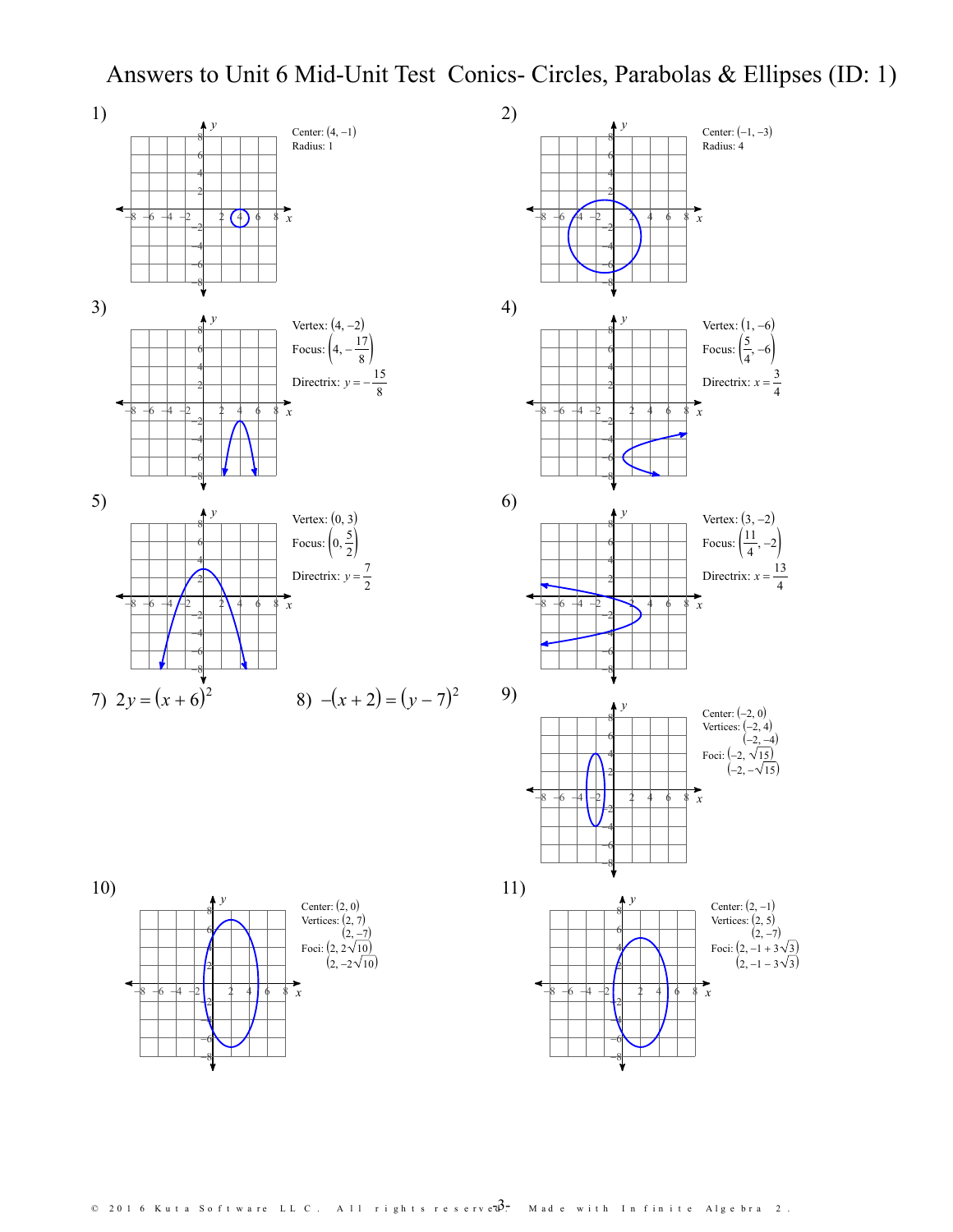# Answers to Unit 6 Mid-Unit Test Conics- Circles, Parabolas & Ellipses (ID: 1)

1) Center: $(4, -1)$
Radius: 1

2) Center: $(-1, -3)$
Radius: 4

3) Vertex: $(4, -2)$
Focus: $\left(4, -\frac{17}{8}\right)$
Directrix: $y = -\frac{15}{8}$

4) Vertex: $(1, -6)$
Focus: $\left(\frac{5}{4}, -6\right)$
Directrix: $x = \frac{3}{4}$

5) Vertex: $(0, 3)$
Focus: $\left(0, \frac{5}{2}\right)$
Directrix: $y = \frac{7}{2}$

6) Vertex: $(3, -2)$
Focus: $\left(\frac{11}{4}, -2\right)$
Directrix: $x = \frac{13}{4}$

7) $2y = (x + 6)^2$

8) $-(x + 2) = (y - 7)^2$

9) Center: $(-2, 0)$
Vertices: $(-2, 4)$
$(-2, -4)$
Foci: $(-2, \sqrt{15})$
$(-2, -\sqrt{15})$

10) Center: $(2, 0)$
Vertices: $(2, 7)$
$(2, -7)$
Foci: $(2, 2\sqrt{10})$
$(2, -2\sqrt{10})$

11) Center: $(2, -1)$
Vertices: $(2, 5)$
$(2, -7)$
Foci: $(2, -1 + 3\sqrt{3})$
$(2, -1 - 3\sqrt{3})$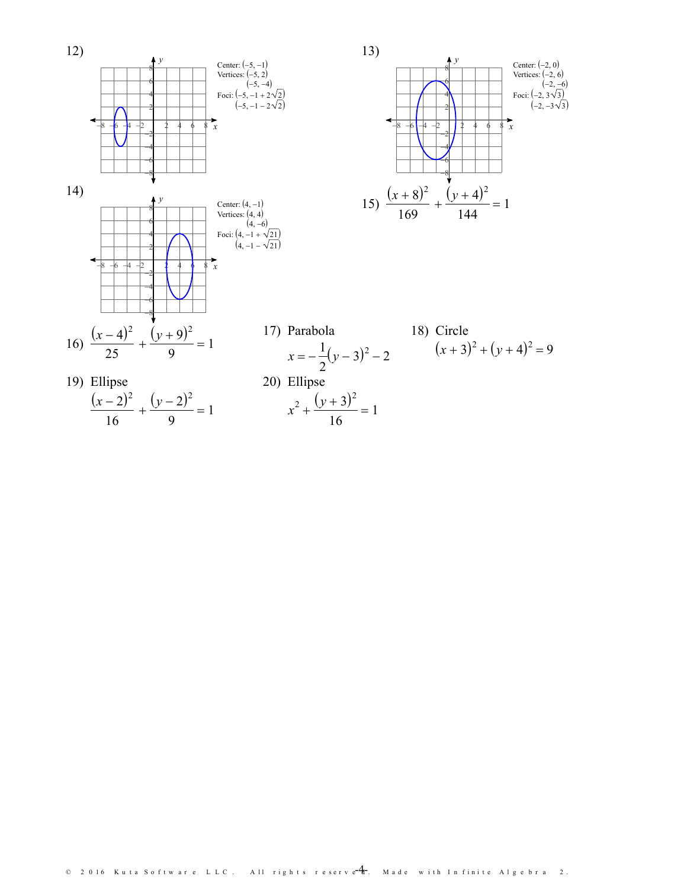12)

Center: $(-5, -1)$
Vertices: $(-5, 2)$
$(-5, -4)$
Foci: $(-5, -1 + 2\sqrt{2})$
$(-5, -1 - 2\sqrt{2})$

13)

Center: $(-2, 0)$
Vertices: $(-2, 6)$
$(-2, -6)$
Foci: $(-2, 3\sqrt{3})$
$(-2, -3\sqrt{3})$

14)

Center: $(4, -1)$
Vertices: $(4, 4)$
$(4, -6)$
Foci: $(4, -1 + \sqrt{21})$
$(4, -1 - \sqrt{21})$

15) $\dfrac{(x+8)^2}{169} + \dfrac{(y+4)^2}{144} = 1$

16) $\dfrac{(x-4)^2}{25} + \dfrac{(y+9)^2}{9} = 1$

17) Parabola
$x = -\dfrac{1}{2}(y-3)^2 - 2$

18) Circle
$(x+3)^2 + (y+4)^2 = 9$

19) Ellipse
$\dfrac{(x-2)^2}{16} + \dfrac{(y-2)^2}{9} = 1$

20) Ellipse
$x^2 + \dfrac{(y+3)^2}{16} = 1$